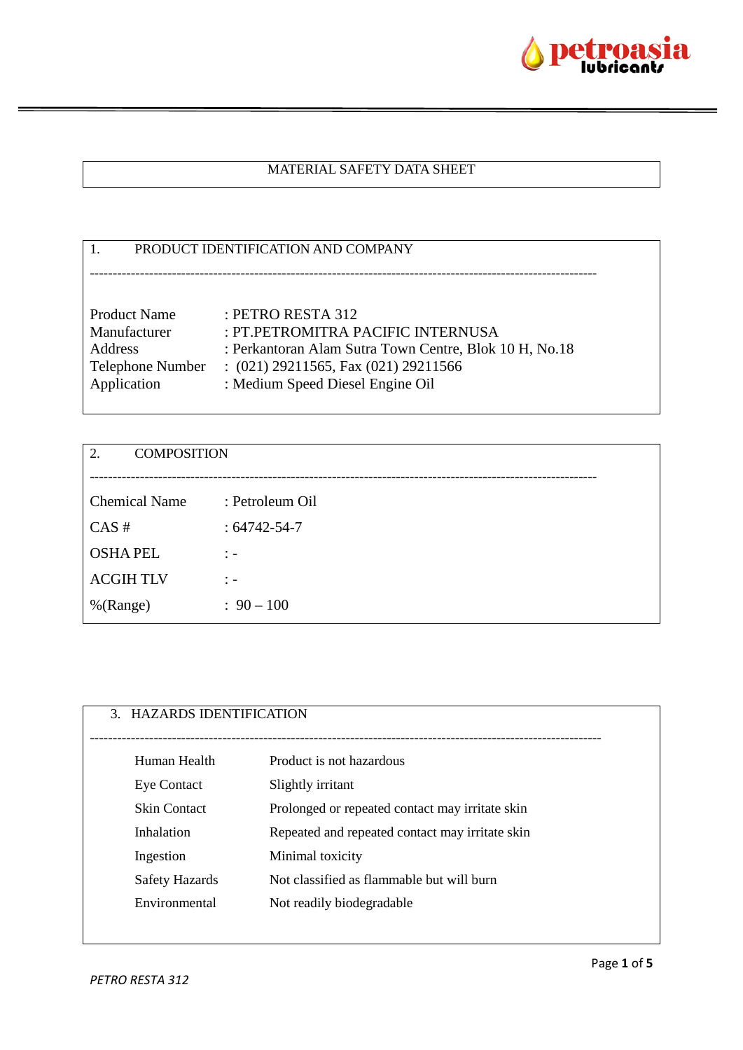# MATERIAL SAFETY DATA SHEET

## 1. PRODUCT IDENTIFICATION AND COMPANY

| | |
|---|---|
| Product Name | : PETRO RESTA 312 |
| Manufacturer | : PT.PETROMITRA PACIFIC INTERNUSA |
| Address | : Perkantoran Alam Sutra Town Centre, Blok 10 H, No.18 |
| Telephone Number | : (021) 29211565, Fax (021) 29211566 |
| Application | : Medium Speed Diesel Engine Oil |

## 2. COMPOSITION

| | |
|---|---|
| Chemical Name | : Petroleum Oil |
| CAS # | : 64742-54-7 |
| OSHA PEL | : - |
| ACGIH TLV | : - |
| %(Range) | : 90 – 100 |

## 3. HAZARDS IDENTIFICATION

| | |
|---|---|
| Human Health | Product is not hazardous |
| Eye Contact | Slightly irritant |
| Skin Contact | Prolonged or repeated contact may irritate skin |
| Inhalation | Repeated and repeated contact may irritate skin |
| Ingestion | Minimal toxicity |
| Safety Hazards | Not classified as flammable but will burn |
| Environmental | Not readily biodegradable |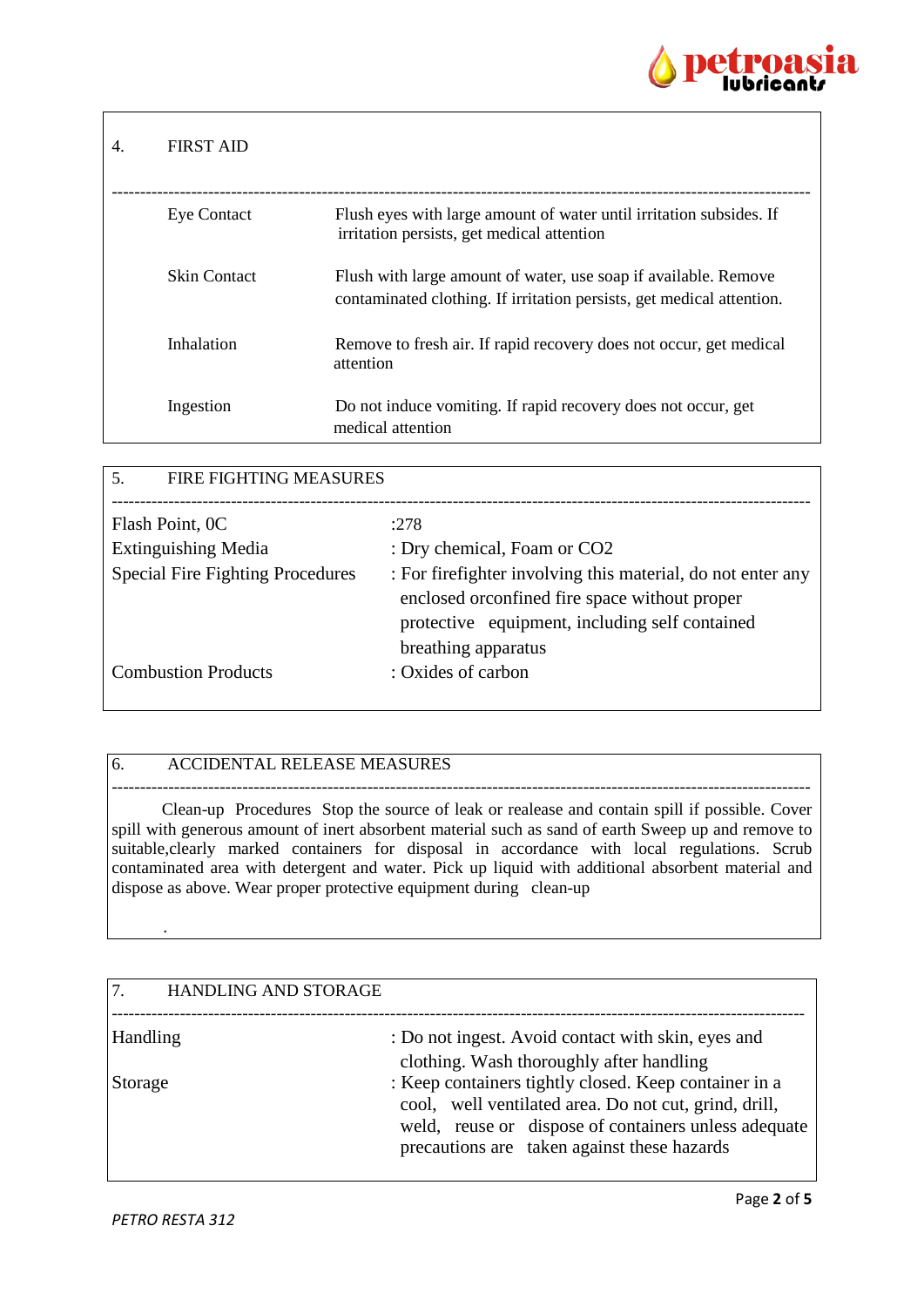## 4. FIRST AID

| | |
|---|---|
| Eye Contact | Flush eyes with large amount of water until irritation subsides. If irritation persists, get medical attention |
| Skin Contact | Flush with large amount of water, use soap if available. Remove contaminated clothing. If irritation persists, get medical attention. |
| Inhalation | Remove to fresh air. If rapid recovery does not occur, get medical attention |
| Ingestion | Do not induce vomiting. If rapid recovery does not occur, get medical attention |

## 5. FIRE FIGHTING MEASURES

| | |
|---|---|
| Flash Point, 0C | :278 |
| Extinguishing Media | : Dry chemical, Foam or CO2 |
| Special Fire Fighting Procedures | : For firefighter involving this material, do not enter any enclosed orconfined fire space without proper protective equipment, including self contained breathing apparatus |
| Combustion Products | : Oxides of carbon |

## 6. ACCIDENTAL RELEASE MEASURES

Clean-up Procedures Stop the source of leak or realease and contain spill if possible. Cover spill with generous amount of inert absorbent material such as sand of earth Sweep up and remove to suitable,clearly marked containers for disposal in accordance with local regulations. Scrub contaminated area with detergent and water. Pick up liquid with additional absorbent material and dispose as above. Wear proper protective equipment during clean-up

.

## 7. HANDLING AND STORAGE

| | |
|---|---|
| Handling | : Do not ingest. Avoid contact with skin, eyes and clothing. Wash thoroughly after handling |
| Storage | : Keep containers tightly closed. Keep container in a cool, well ventilated area. Do not cut, grind, drill, weld, reuse or dispose of containers unless adequate precautions are taken against these hazards |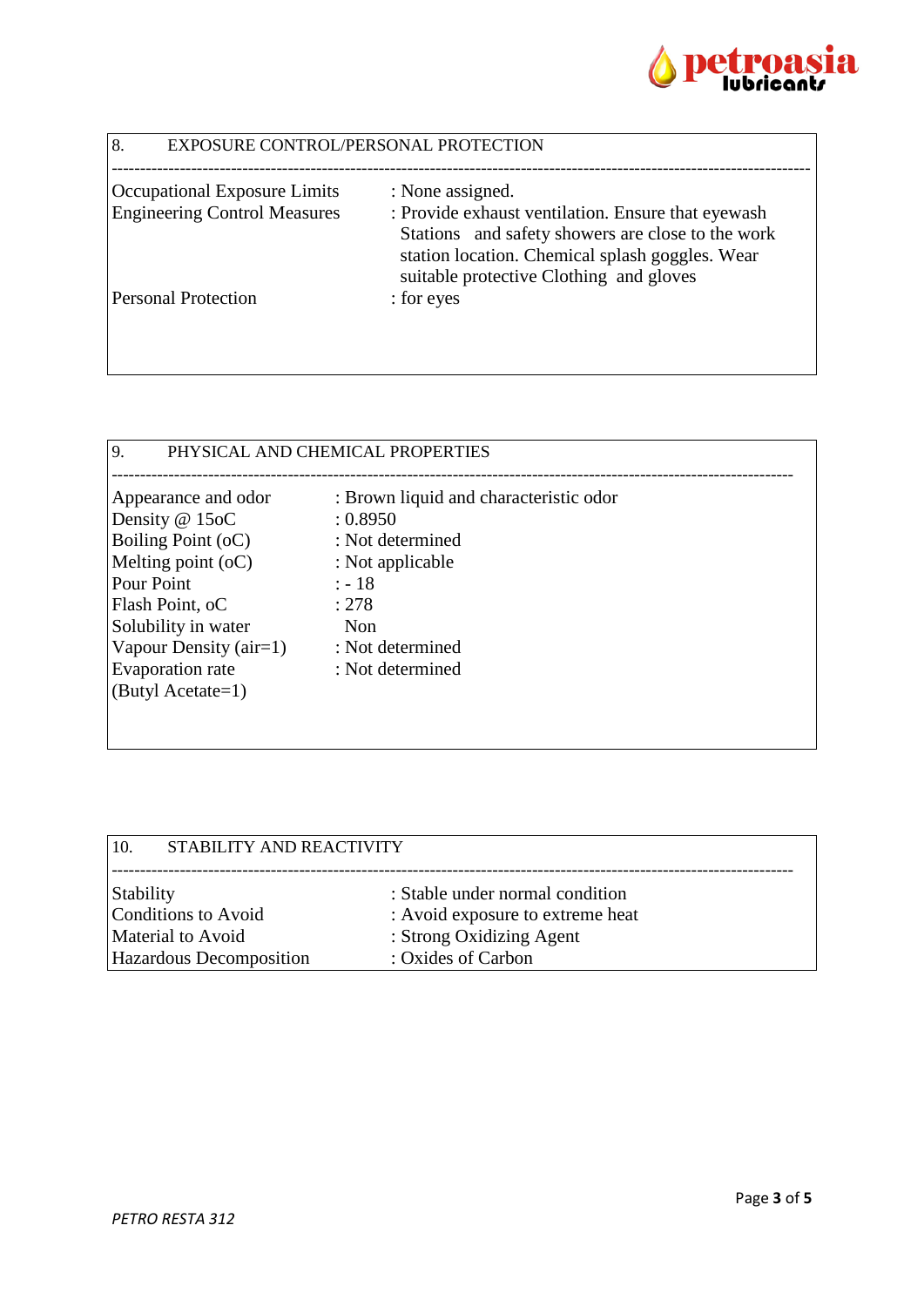## 8. EXPOSURE CONTROL/PERSONAL PROTECTION

| | |
|---|---|
| Occupational Exposure Limits | : None assigned. |
| Engineering Control Measures | : Provide exhaust ventilation. Ensure that eyewash Stations and safety showers are close to the work station location. Chemical splash goggles. Wear suitable protective Clothing and gloves |
| Personal Protection | : for eyes |

## 9. PHYSICAL AND CHEMICAL PROPERTIES

| | |
|---|---|
| Appearance and odor | : Brown liquid and characteristic odor |
| Density @ 15oC | : 0.8950 |
| Boiling Point (oC) | : Not determined |
| Melting point (oC) | : Not applicable |
| Pour Point | : - 18 |
| Flash Point, oC | : 278 |
| Solubility in water | Non |
| Vapour Density (air=1) | : Not determined |
| Evaporation rate (Butyl Acetate=1) | : Not determined |

## 10. STABILITY AND REACTIVITY

| | |
|---|---|
| Stability | : Stable under normal condition |
| Conditions to Avoid | : Avoid exposure to extreme heat |
| Material to Avoid | : Strong Oxidizing Agent |
| Hazardous Decomposition | : Oxides of Carbon |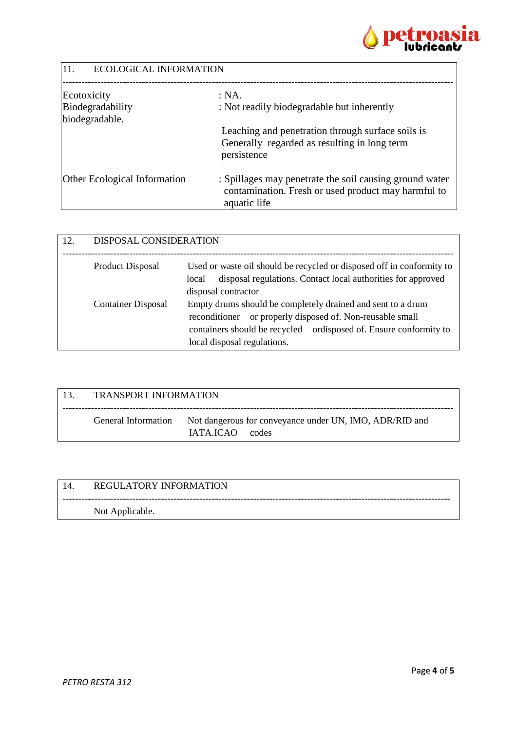## 11. ECOLOGICAL INFORMATION

| | |
|---|---|
| Ecotoxicity | : NA. |
| Biodegradability | : Not readily biodegradable but inherently biodegradable. |
| | Leaching and penetration through surface soils is Generally regarded as resulting in long term persistence |
| Other Ecological Information | : Spillages may penetrate the soil causing ground water contamination. Fresh or used product may harmful to aquatic life |

## 12. DISPOSAL CONSIDERATION

| | |
|---|---|
| Product Disposal | Used or waste oil should be recycled or disposed off in conformity to local disposal regulations. Contact local authorities for approved disposal contractor |
| Container Disposal | Empty drums should be completely drained and sent to a drum reconditioner or properly disposed of. Non-reusable small containers should be recycled ordisposed of. Ensure conformity to local disposal regulations. |

## 13. TRANSPORT INFORMATION

| | |
|---|---|
| General Information | Not dangerous for conveyance under UN, IMO, ADR/RID and IATA.ICAO codes |

## 14. REGULATORY INFORMATION

Not Applicable.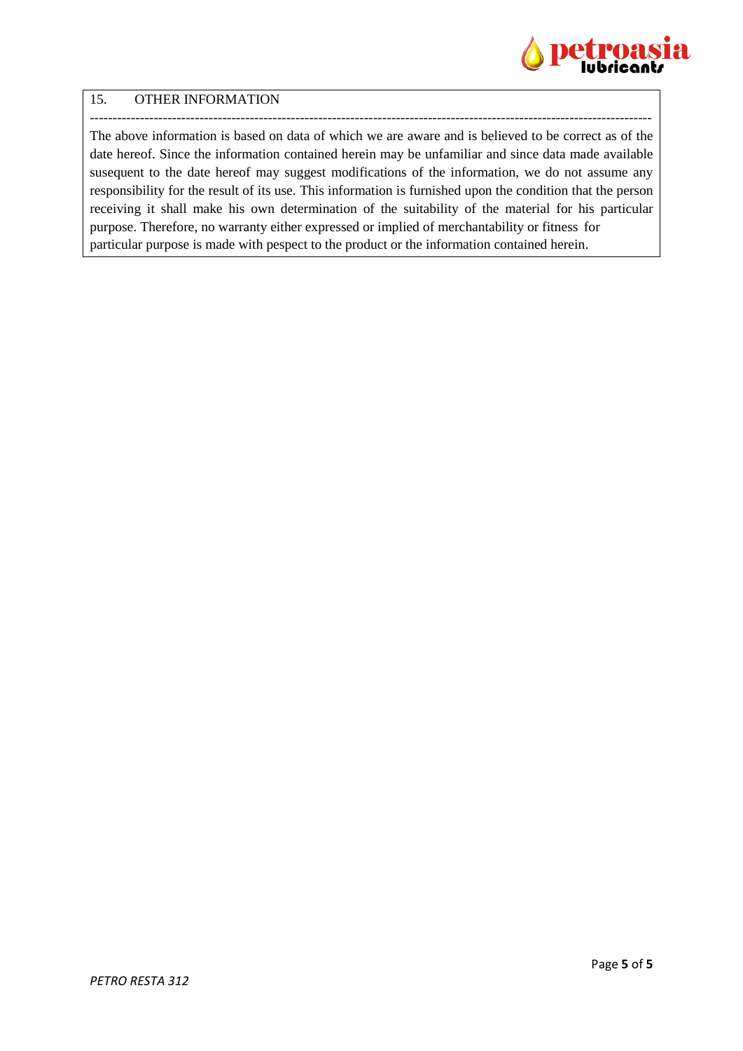## 15. OTHER INFORMATION

---

The above information is based on data of which we are aware and is believed to be correct as of the date hereof. Since the information contained herein may be unfamiliar and since data made available susequent to the date hereof may suggest modifications of the information, we do not assume any responsibility for the result of its use. This information is furnished upon the condition that the person receiving it shall make his own determination of the suitability of the material for his particular purpose. Therefore, no warranty either expressed or implied of merchantability or fitness for particular purpose is made with pespect to the product or the information contained herein.